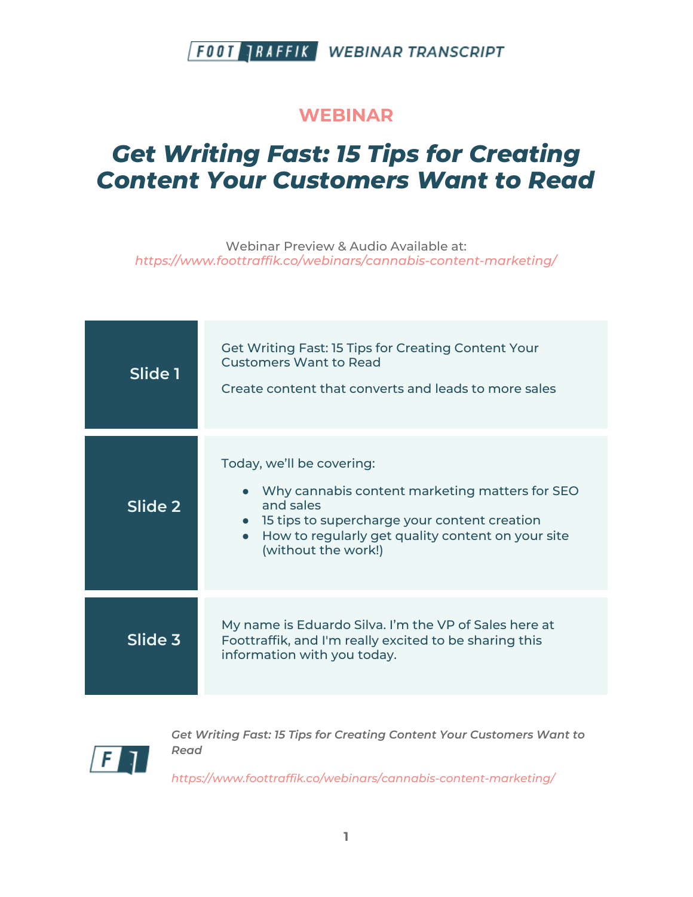**WEBINAR**

# *Get Writing Fast: 15 Tips for Creating Content Your Customers Want to Read*

Webinar Preview & Audio Available at:
*https://www.foottraffik.co/webinars/cannabis-content-marketing/*

| | |
|---|---|
| **Slide 1** | Get Writing Fast: 15 Tips for Creating Content Your Customers Want to Read<br><br>Create content that converts and leads to more sales |
| **Slide 2** | Today, we'll be covering:<br>● Why cannabis content marketing matters for SEO and sales<br>● 15 tips to supercharge your content creation<br>● How to regularly get quality content on your site (without the work!) |
| **Slide 3** | My name is Eduardo Silva. I'm the VP of Sales here at Foottraffik, and I'm really excited to be sharing this information with you today. |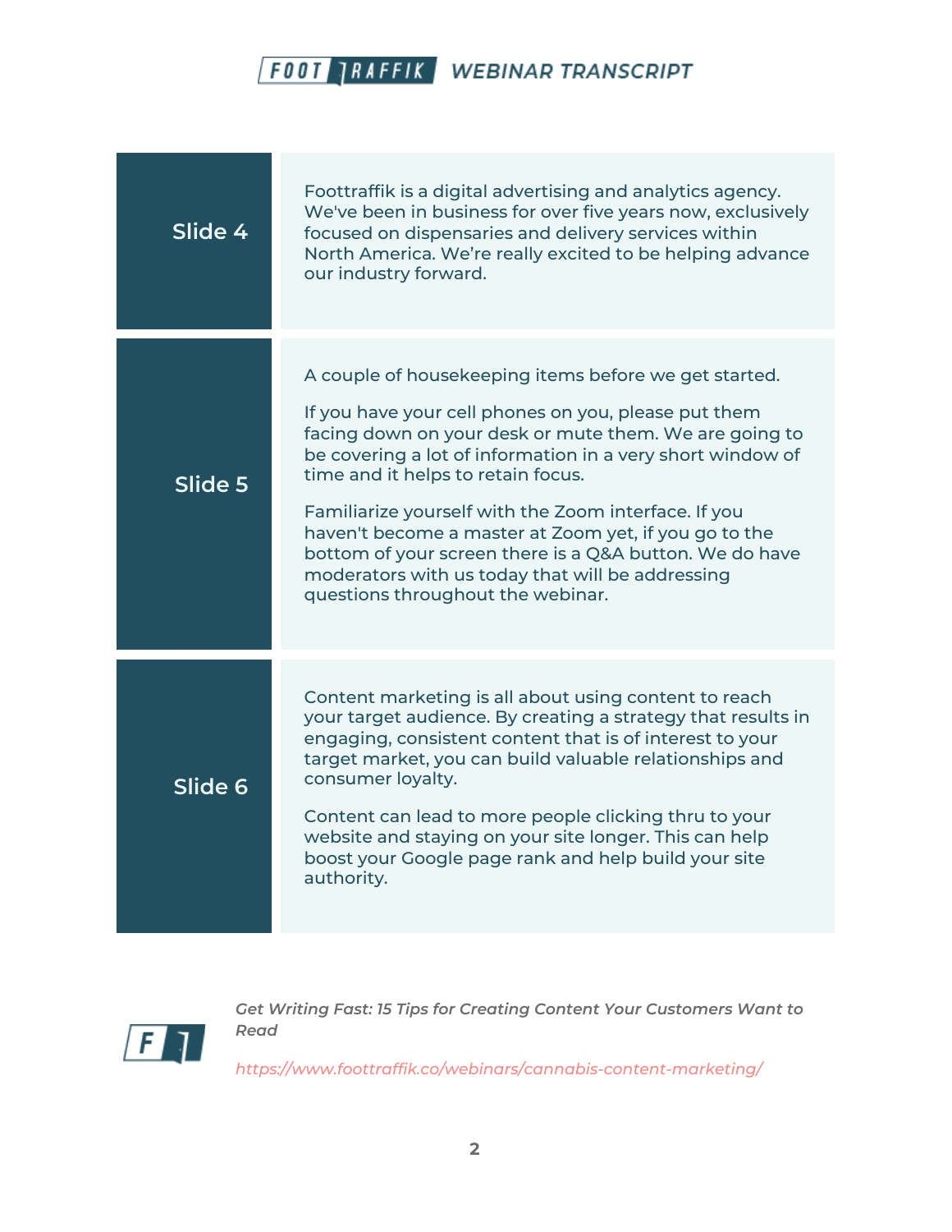| Slide | Transcript |
| --- | --- |
| Slide 4 | Foottraffik is a digital advertising and analytics agency. We've been in business for over five years now, exclusively focused on dispensaries and delivery services within North America. We're really excited to be helping advance our industry forward. |
| Slide 5 | A couple of housekeeping items before we get started.<br><br>If you have your cell phones on you, please put them facing down on your desk or mute them. We are going to be covering a lot of information in a very short window of time and it helps to retain focus.<br><br>Familiarize yourself with the Zoom interface. If you haven't become a master at Zoom yet, if you go to the bottom of your screen there is a Q&A button. We do have moderators with us today that will be addressing questions throughout the webinar. |
| Slide 6 | Content marketing is all about using content to reach your target audience. By creating a strategy that results in engaging, consistent content that is of interest to your target market, you can build valuable relationships and consumer loyalty.<br><br>Content can lead to more people clicking thru to your website and staying on your site longer. This can help boost your Google page rank and help build your site authority. |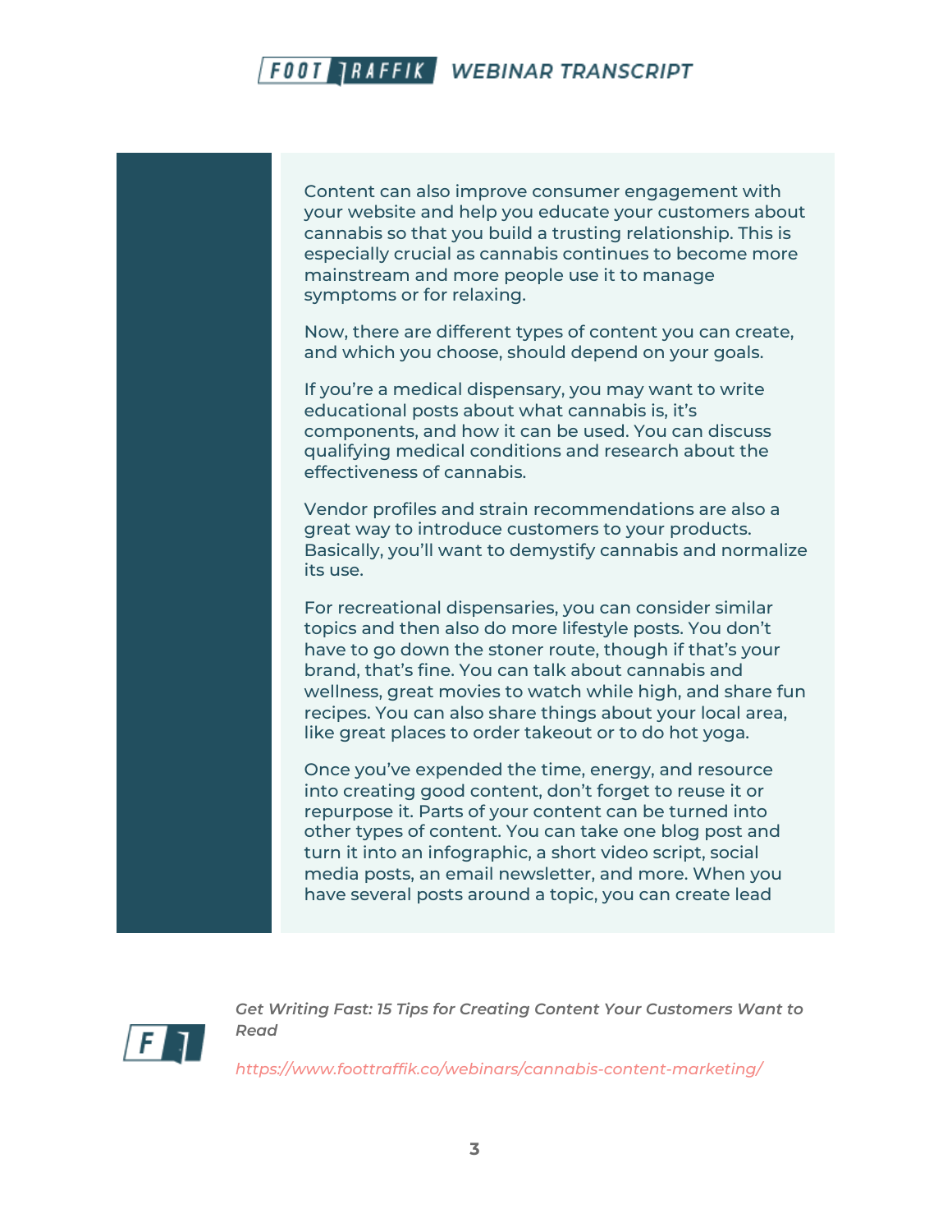Content can also improve consumer engagement with your website and help you educate your customers about cannabis so that you build a trusting relationship. This is especially crucial as cannabis continues to become more mainstream and more people use it to manage symptoms or for relaxing.

Now, there are different types of content you can create, and which you choose, should depend on your goals.

If you're a medical dispensary, you may want to write educational posts about what cannabis is, it's components, and how it can be used. You can discuss qualifying medical conditions and research about the effectiveness of cannabis.

Vendor profiles and strain recommendations are also a great way to introduce customers to your products. Basically, you'll want to demystify cannabis and normalize its use.

For recreational dispensaries, you can consider similar topics and then also do more lifestyle posts. You don't have to go down the stoner route, though if that's your brand, that's fine. You can talk about cannabis and wellness, great movies to watch while high, and share fun recipes. You can also share things about your local area, like great places to order takeout or to do hot yoga.

Once you've expended the time, energy, and resource into creating good content, don't forget to reuse it or repurpose it. Parts of your content can be turned into other types of content. You can take one blog post and turn it into an infographic, a short video script, social media posts, an email newsletter, and more. When you have several posts around a topic, you can create lead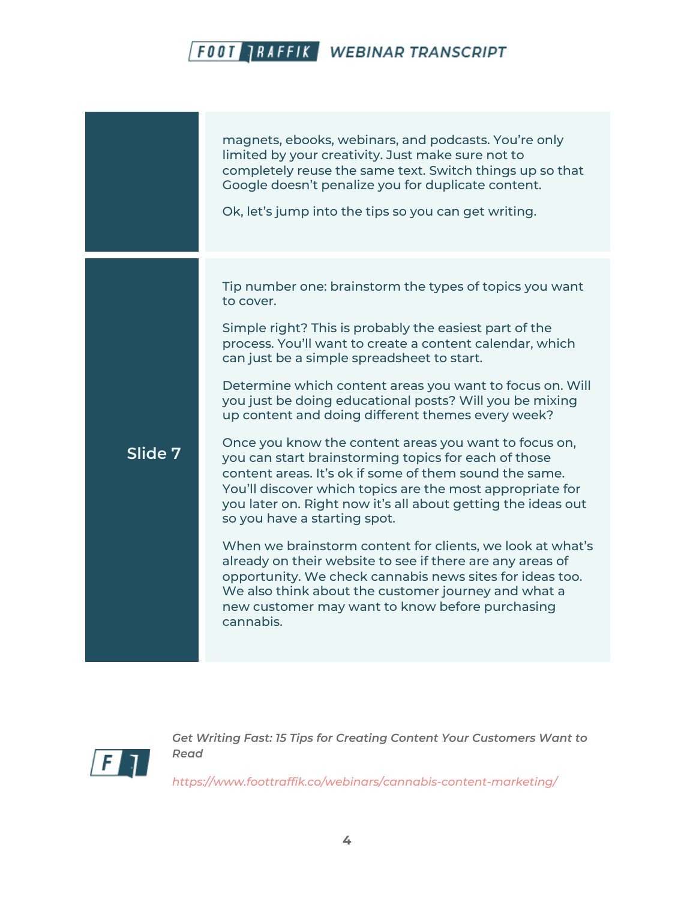| | |
|---|---|
| | magnets, ebooks, webinars, and podcasts. You're only limited by your creativity. Just make sure not to completely reuse the same text. Switch things up so that Google doesn't penalize you for duplicate content.<br><br>Ok, let's jump into the tips so you can get writing. |
| **Slide 7** | Tip number one: brainstorm the types of topics you want to cover.<br><br>Simple right? This is probably the easiest part of the process. You'll want to create a content calendar, which can just be a simple spreadsheet to start.<br><br>Determine which content areas you want to focus on. Will you just be doing educational posts? Will you be mixing up content and doing different themes every week?<br><br>Once you know the content areas you want to focus on, you can start brainstorming topics for each of those content areas. It's ok if some of them sound the same. You'll discover which topics are the most appropriate for you later on. Right now it's all about getting the ideas out so you have a starting spot.<br><br>When we brainstorm content for clients, we look at what's already on their website to see if there are any areas of opportunity. We check cannabis news sites for ideas too. We also think about the customer journey and what a new customer may want to know before purchasing cannabis. |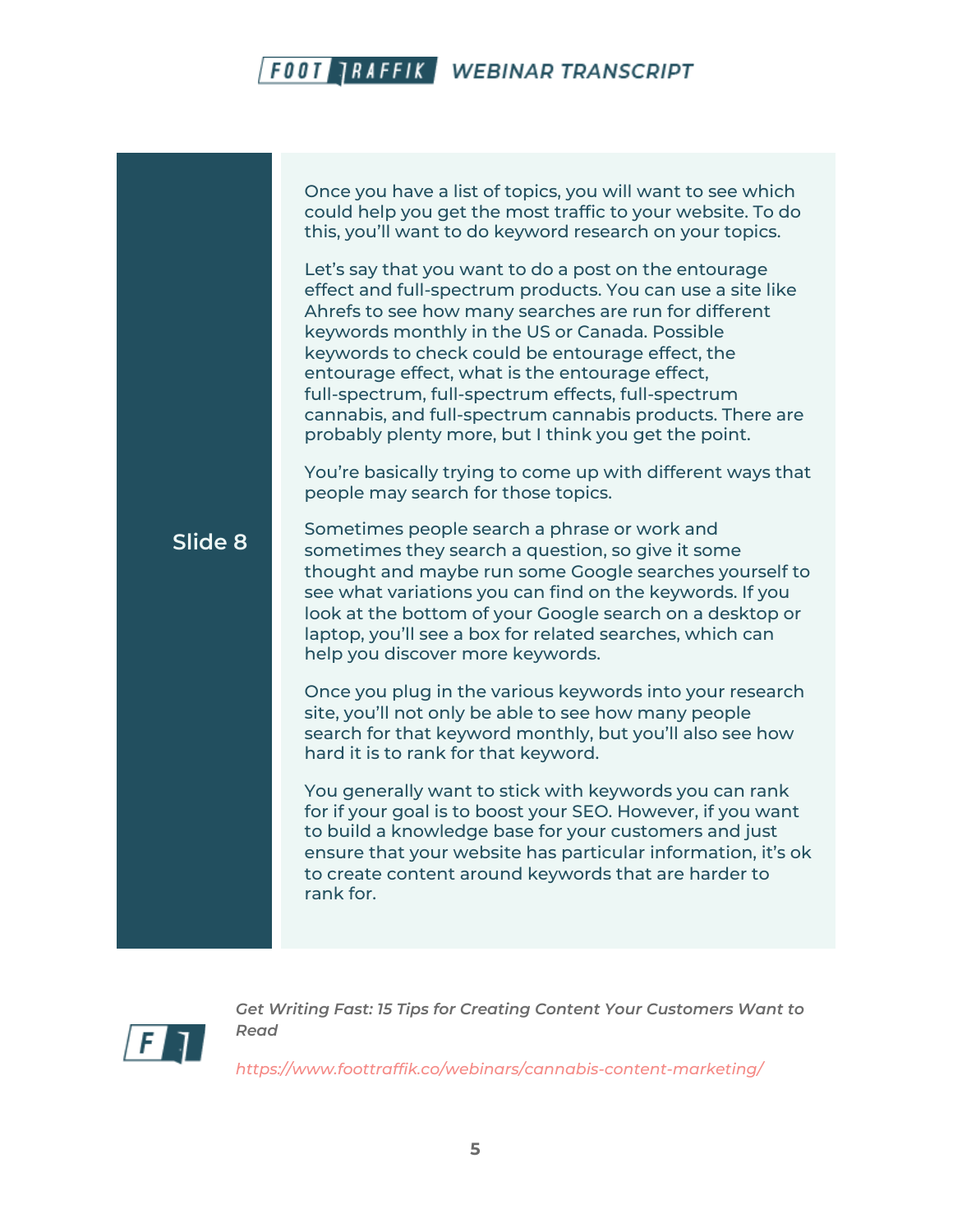**Slide 8**

Once you have a list of topics, you will want to see which could help you get the most traffic to your website. To do this, you'll want to do keyword research on your topics.

Let's say that you want to do a post on the entourage effect and full-spectrum products. You can use a site like Ahrefs to see how many searches are run for different keywords monthly in the US or Canada. Possible keywords to check could be entourage effect, the entourage effect, what is the entourage effect, full-spectrum, full-spectrum effects, full-spectrum cannabis, and full-spectrum cannabis products. There are probably plenty more, but I think you get the point.

You're basically trying to come up with different ways that people may search for those topics.

Sometimes people search a phrase or work and sometimes they search a question, so give it some thought and maybe run some Google searches yourself to see what variations you can find on the keywords. If you look at the bottom of your Google search on a desktop or laptop, you'll see a box for related searches, which can help you discover more keywords.

Once you plug in the various keywords into your research site, you'll not only be able to see how many people search for that keyword monthly, but you'll also see how hard it is to rank for that keyword.

You generally want to stick with keywords you can rank for if your goal is to boost your SEO. However, if you want to build a knowledge base for your customers and just ensure that your website has particular information, it's ok to create content around keywords that are harder to rank for.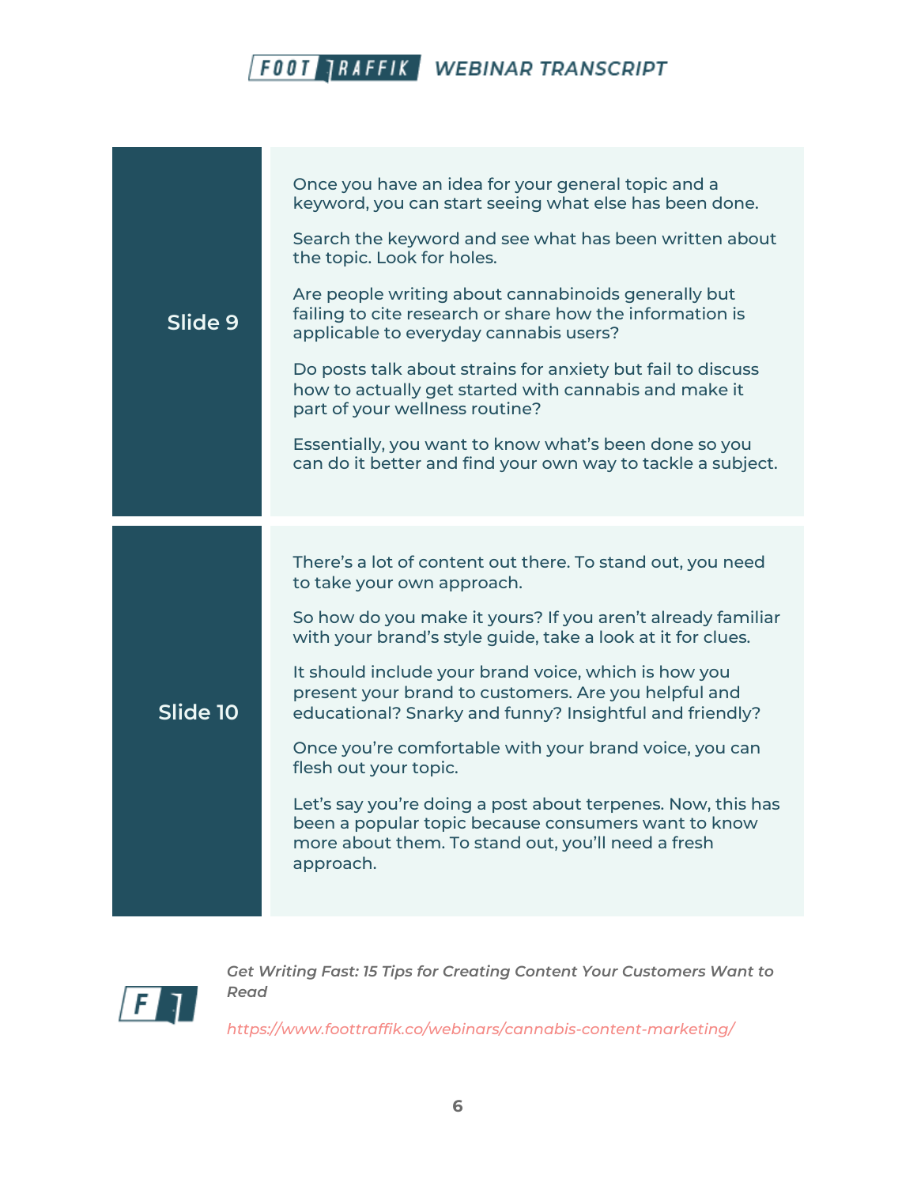## Slide 9

Once you have an idea for your general topic and a keyword, you can start seeing what else has been done.

Search the keyword and see what has been written about the topic. Look for holes.

Are people writing about cannabinoids generally but failing to cite research or share how the information is applicable to everyday cannabis users?

Do posts talk about strains for anxiety but fail to discuss how to actually get started with cannabis and make it part of your wellness routine?

Essentially, you want to know what's been done so you can do it better and find your own way to tackle a subject.

## Slide 10

There's a lot of content out there. To stand out, you need to take your own approach.

So how do you make it yours? If you aren't already familiar with your brand's style guide, take a look at it for clues.

It should include your brand voice, which is how you present your brand to customers. Are you helpful and educational? Snarky and funny? Insightful and friendly?

Once you're comfortable with your brand voice, you can flesh out your topic.

Let's say you're doing a post about terpenes. Now, this has been a popular topic because consumers want to know more about them. To stand out, you'll need a fresh approach.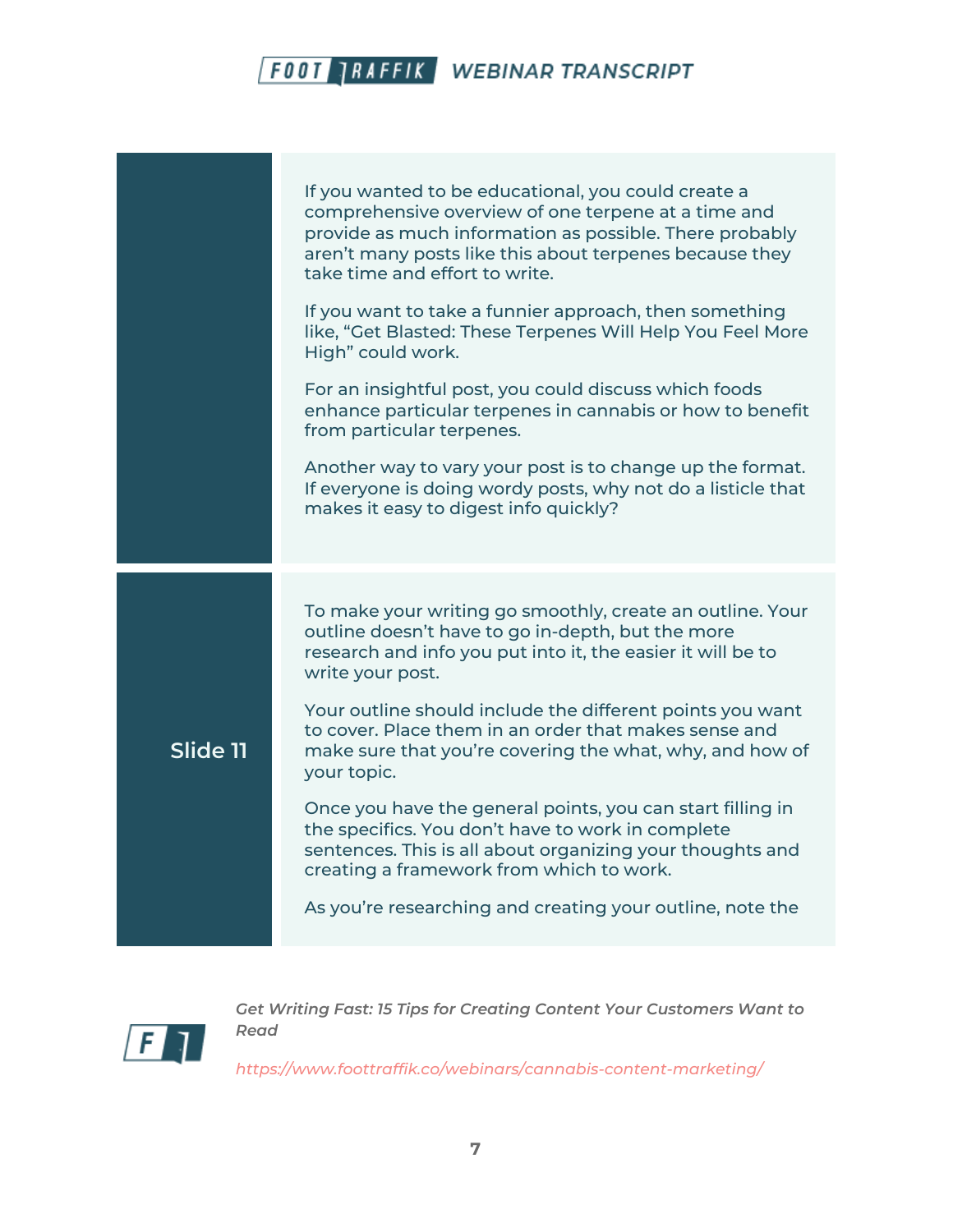If you wanted to be educational, you could create a comprehensive overview of one terpene at a time and provide as much information as possible. There probably aren't many posts like this about terpenes because they take time and effort to write.

If you want to take a funnier approach, then something like, "Get Blasted: These Terpenes Will Help You Feel More High" could work.

For an insightful post, you could discuss which foods enhance particular terpenes in cannabis or how to benefit from particular terpenes.

Another way to vary your post is to change up the format. If everyone is doing wordy posts, why not do a listicle that makes it easy to digest info quickly?

**Slide 11**

To make your writing go smoothly, create an outline. Your outline doesn't have to go in-depth, but the more research and info you put into it, the easier it will be to write your post.

Your outline should include the different points you want to cover. Place them in an order that makes sense and make sure that you're covering the what, why, and how of your topic.

Once you have the general points, you can start filling in the specifics. You don't have to work in complete sentences. This is all about organizing your thoughts and creating a framework from which to work.

As you're researching and creating your outline, note the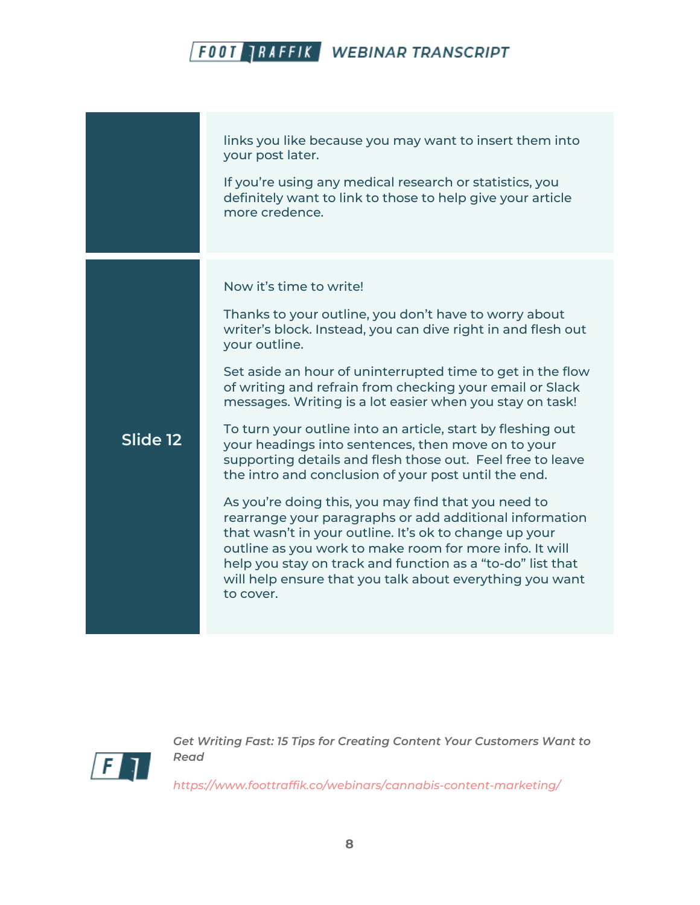| | |
|---|---|
| | links you like because you may want to insert them into your post later.<br><br>If you're using any medical research or statistics, you definitely want to link to those to help give your article more credence. |
| **Slide 12** | Now it's time to write!<br><br>Thanks to your outline, you don't have to worry about writer's block. Instead, you can dive right in and flesh out your outline.<br><br>Set aside an hour of uninterrupted time to get in the flow of writing and refrain from checking your email or Slack messages. Writing is a lot easier when you stay on task!<br><br>To turn your outline into an article, start by fleshing out your headings into sentences, then move on to your supporting details and flesh those out.  Feel free to leave the intro and conclusion of your post until the end.<br><br>As you're doing this, you may find that you need to rearrange your paragraphs or add additional information that wasn't in your outline. It's ok to change up your outline as you work to make room for more info. It will help you stay on track and function as a "to-do" list that will help ensure that you talk about everything you want to cover. |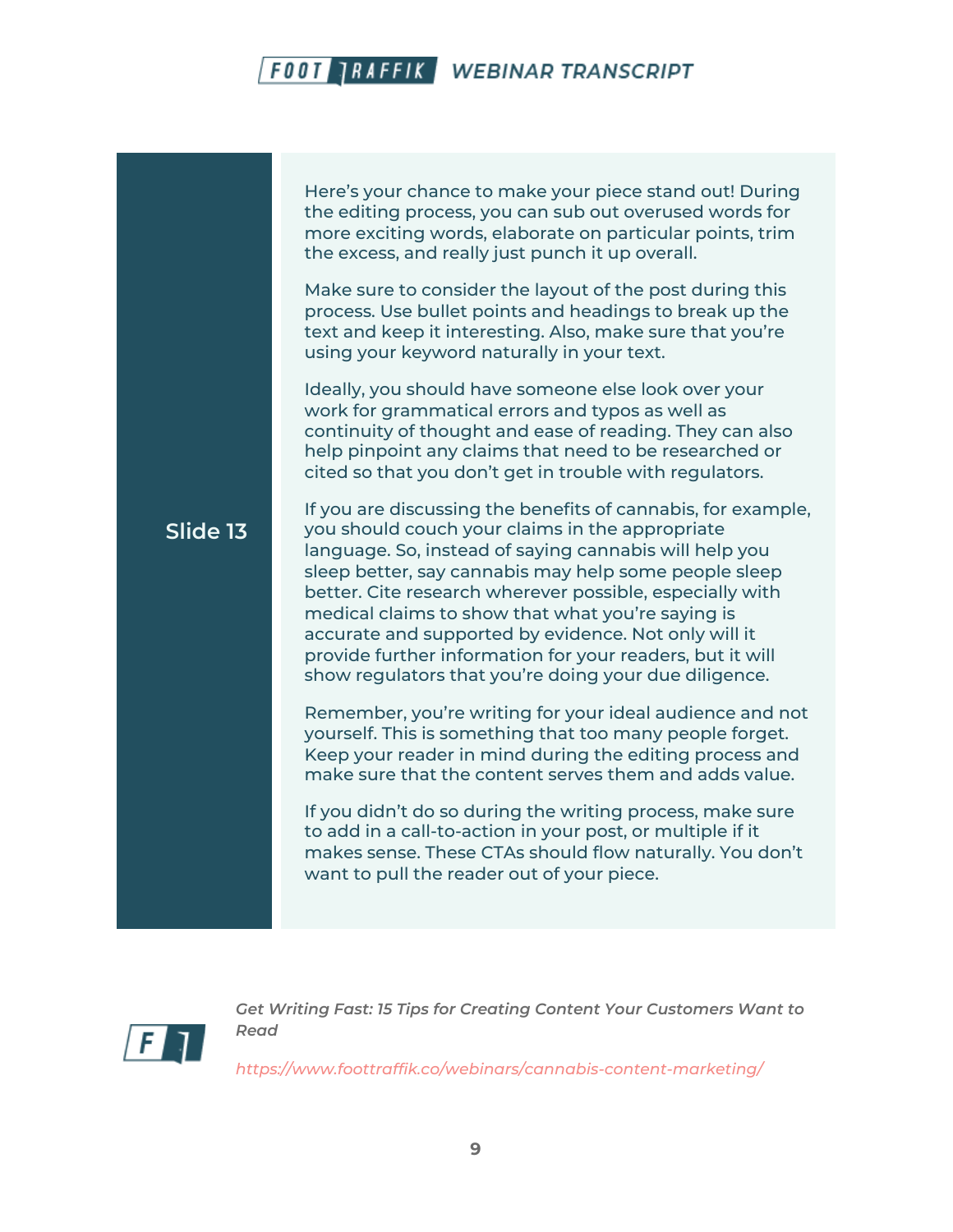## Slide 13

Here's your chance to make your piece stand out! During the editing process, you can sub out overused words for more exciting words, elaborate on particular points, trim the excess, and really just punch it up overall.

Make sure to consider the layout of the post during this process. Use bullet points and headings to break up the text and keep it interesting. Also, make sure that you're using your keyword naturally in your text.

Ideally, you should have someone else look over your work for grammatical errors and typos as well as continuity of thought and ease of reading. They can also help pinpoint any claims that need to be researched or cited so that you don't get in trouble with regulators.

If you are discussing the benefits of cannabis, for example, you should couch your claims in the appropriate language. So, instead of saying cannabis will help you sleep better, say cannabis may help some people sleep better. Cite research wherever possible, especially with medical claims to show that what you're saying is accurate and supported by evidence. Not only will it provide further information for your readers, but it will show regulators that you're doing your due diligence.

Remember, you're writing for your ideal audience and not yourself. This is something that too many people forget. Keep your reader in mind during the editing process and make sure that the content serves them and adds value.

If you didn't do so during the writing process, make sure to add in a call-to-action in your post, or multiple if it makes sense. These CTAs should flow naturally. You don't want to pull the reader out of your piece.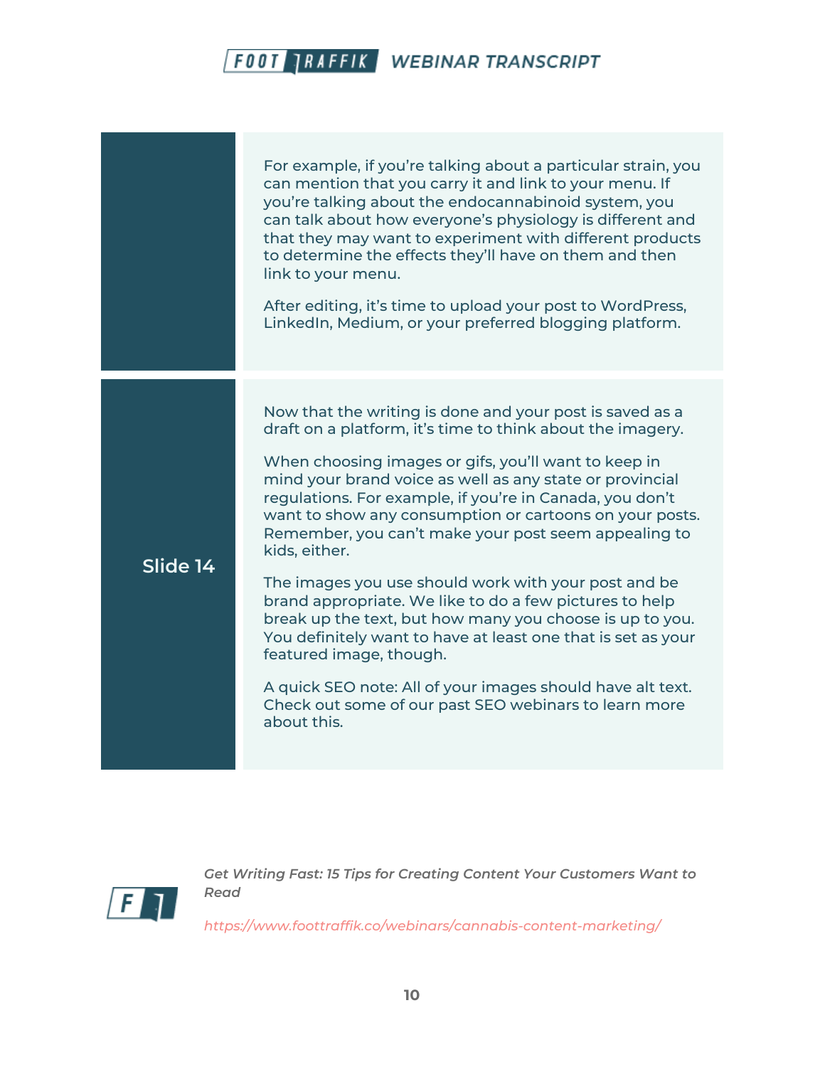| | |
|---|---|
| | For example, if you're talking about a particular strain, you can mention that you carry it and link to your menu. If you're talking about the endocannabinoid system, you can talk about how everyone's physiology is different and that they may want to experiment with different products to determine the effects they'll have on them and then link to your menu.<br><br>After editing, it's time to upload your post to WordPress, LinkedIn, Medium, or your preferred blogging platform. |
| **Slide 14** | Now that the writing is done and your post is saved as a draft on a platform, it's time to think about the imagery.<br><br>When choosing images or gifs, you'll want to keep in mind your brand voice as well as any state or provincial regulations. For example, if you're in Canada, you don't want to show any consumption or cartoons on your posts. Remember, you can't make your post seem appealing to kids, either.<br><br>The images you use should work with your post and be brand appropriate. We like to do a few pictures to help break up the text, but how many you choose is up to you. You definitely want to have at least one that is set as your featured image, though.<br><br>A quick SEO note: All of your images should have alt text. Check out some of our past SEO webinars to learn more about this. |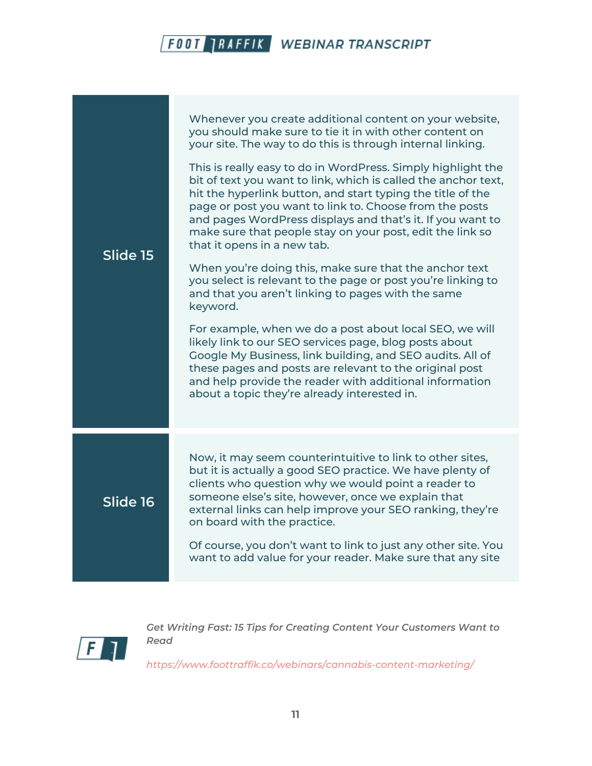## Slide 15

Whenever you create additional content on your website, you should make sure to tie it in with other content on your site. The way to do this is through internal linking.

This is really easy to do in WordPress. Simply highlight the bit of text you want to link, which is called the anchor text, hit the hyperlink button, and start typing the title of the page or post you want to link to. Choose from the posts and pages WordPress displays and that's it. If you want to make sure that people stay on your post, edit the link so that it opens in a new tab.

When you're doing this, make sure that the anchor text you select is relevant to the page or post you're linking to and that you aren't linking to pages with the same keyword.

For example, when we do a post about local SEO, we will likely link to our SEO services page, blog posts about Google My Business, link building, and SEO audits. All of these pages and posts are relevant to the original post and help provide the reader with additional information about a topic they're already interested in.

## Slide 16

Now, it may seem counterintuitive to link to other sites, but it is actually a good SEO practice. We have plenty of clients who question why we would point a reader to someone else's site, however, once we explain that external links can help improve your SEO ranking, they're on board with the practice.

Of course, you don't want to link to just any other site. You want to add value for your reader. Make sure that any site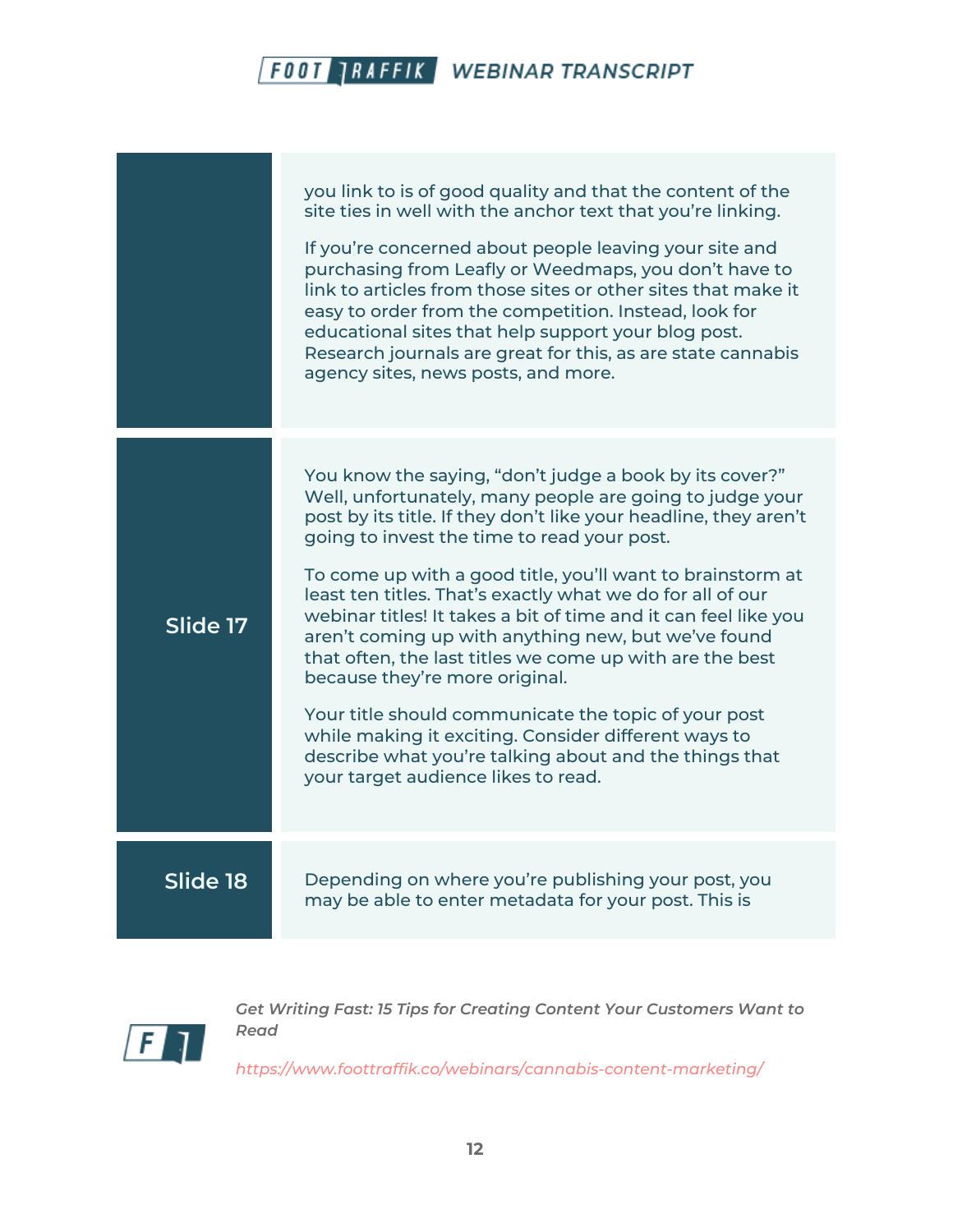you link to is of good quality and that the content of the site ties in well with the anchor text that you're linking.

If you're concerned about people leaving your site and purchasing from Leafly or Weedmaps, you don't have to link to articles from those sites or other sites that make it easy to order from the competition. Instead, look for educational sites that help support your blog post. Research journals are great for this, as are state cannabis agency sites, news posts, and more.

**Slide 17**

You know the saying, "don't judge a book by its cover?" Well, unfortunately, many people are going to judge your post by its title. If they don't like your headline, they aren't going to invest the time to read your post.

To come up with a good title, you'll want to brainstorm at least ten titles. That's exactly what we do for all of our webinar titles! It takes a bit of time and it can feel like you aren't coming up with anything new, but we've found that often, the last titles we come up with are the best because they're more original.

Your title should communicate the topic of your post while making it exciting. Consider different ways to describe what you're talking about and the things that your target audience likes to read.

**Slide 18**

Depending on where you're publishing your post, you may be able to enter metadata for your post. This is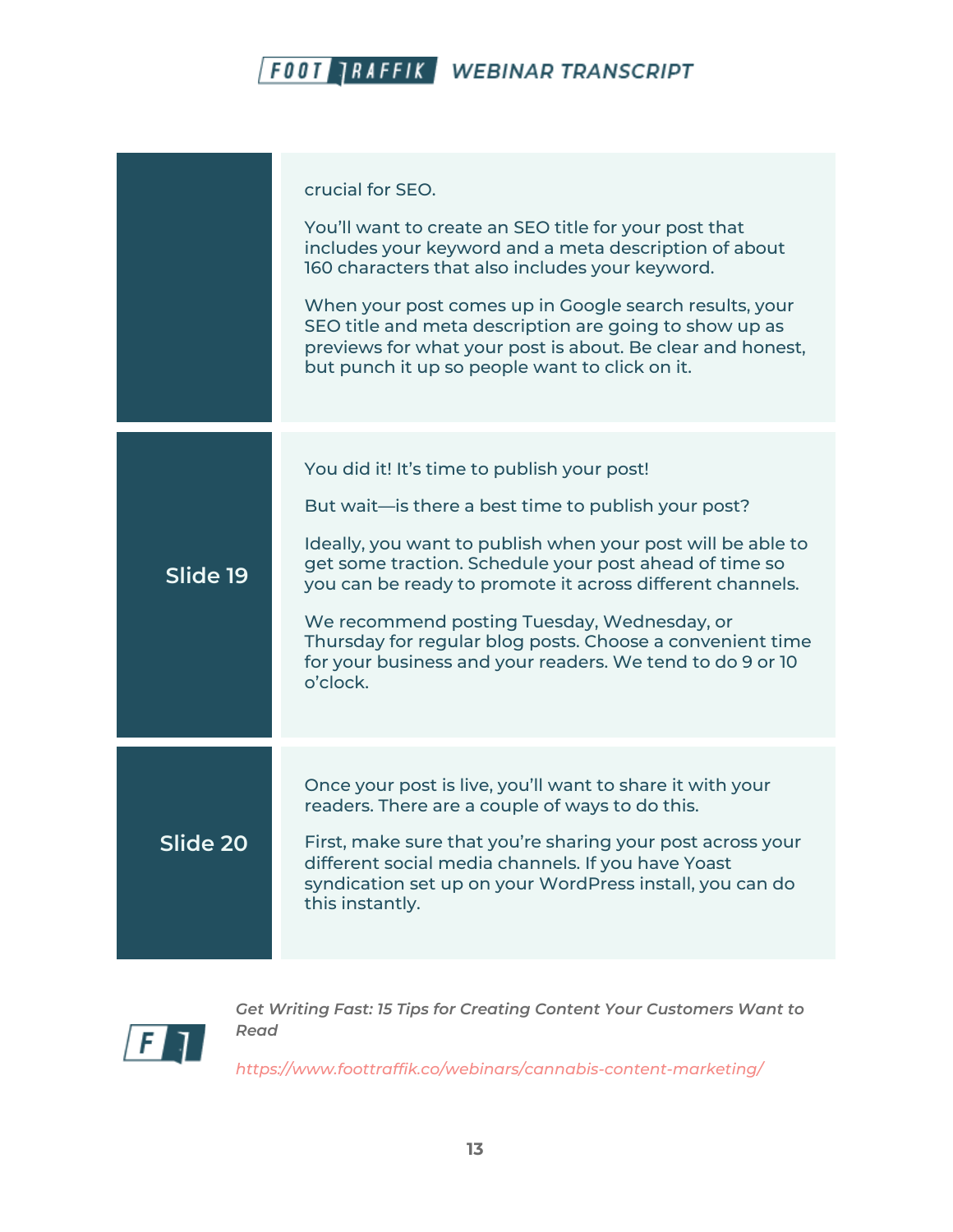| | |
|---|---|
| | crucial for SEO.<br><br>You'll want to create an SEO title for your post that includes your keyword and a meta description of about 160 characters that also includes your keyword.<br><br>When your post comes up in Google search results, your SEO title and meta description are going to show up as previews for what your post is about. Be clear and honest, but punch it up so people want to click on it. |
| **Slide 19** | You did it! It's time to publish your post!<br><br>But wait—is there a best time to publish your post?<br><br>Ideally, you want to publish when your post will be able to get some traction. Schedule your post ahead of time so you can be ready to promote it across different channels.<br><br>We recommend posting Tuesday, Wednesday, or Thursday for regular blog posts. Choose a convenient time for your business and your readers. We tend to do 9 or 10 o'clock. |
| **Slide 20** | Once your post is live, you'll want to share it with your readers. There are a couple of ways to do this.<br><br>First, make sure that you're sharing your post across your different social media channels. If you have Yoast syndication set up on your WordPress install, you can do this instantly. |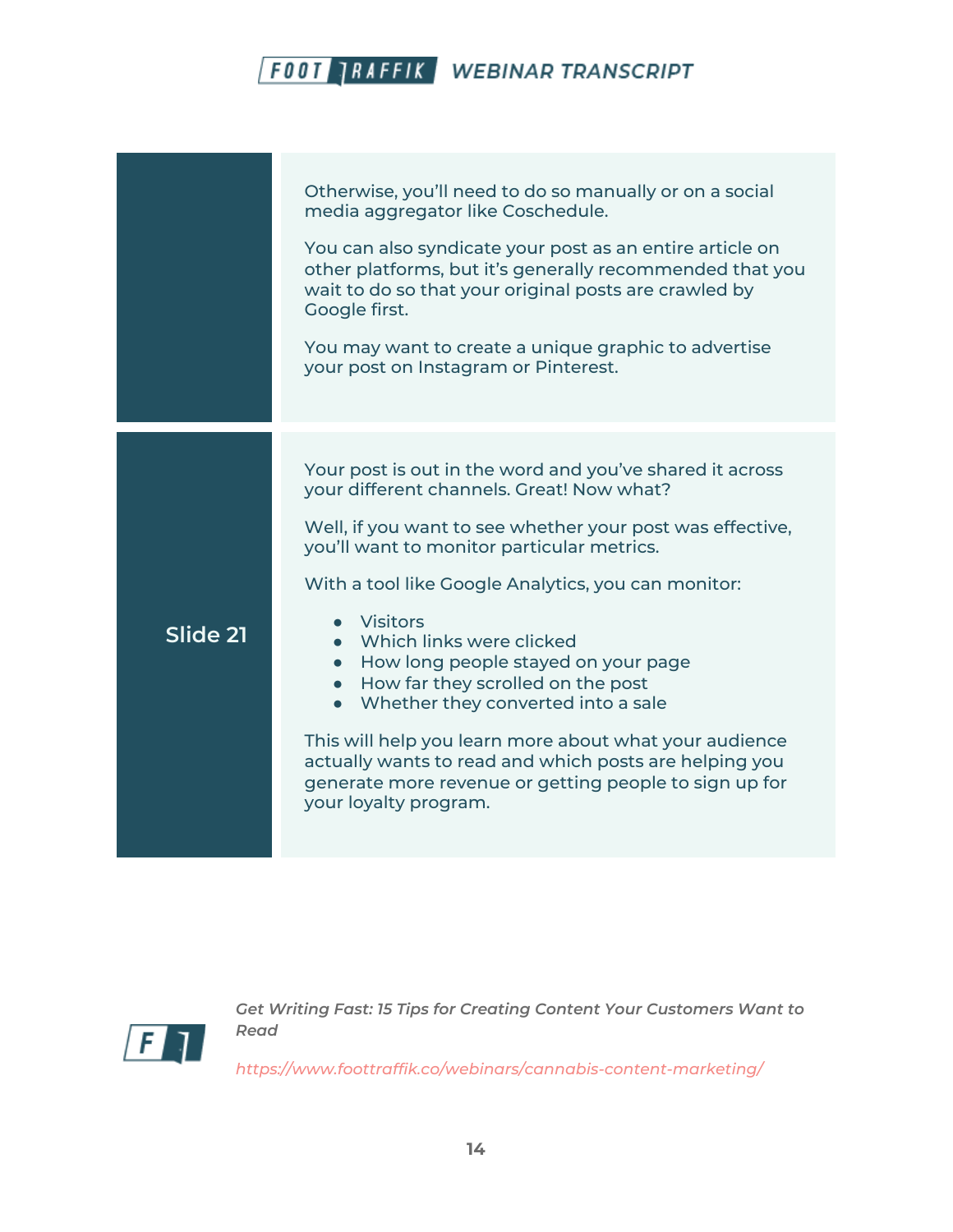| | |
|---|---|
| | Otherwise, you'll need to do so manually or on a social media aggregator like Coschedule.<br><br>You can also syndicate your post as an entire article on other platforms, but it's generally recommended that you wait to do so that your original posts are crawled by Google first.<br><br>You may want to create a unique graphic to advertise your post on Instagram or Pinterest. |
| **Slide 21** | Your post is out in the word and you've shared it across your different channels. Great! Now what?<br><br>Well, if you want to see whether your post was effective, you'll want to monitor particular metrics.<br><br>With a tool like Google Analytics, you can monitor:<br><br>● Visitors<br>● Which links were clicked<br>● How long people stayed on your page<br>● How far they scrolled on the post<br>● Whether they converted into a sale<br><br>This will help you learn more about what your audience actually wants to read and which posts are helping you generate more revenue or getting people to sign up for your loyalty program. |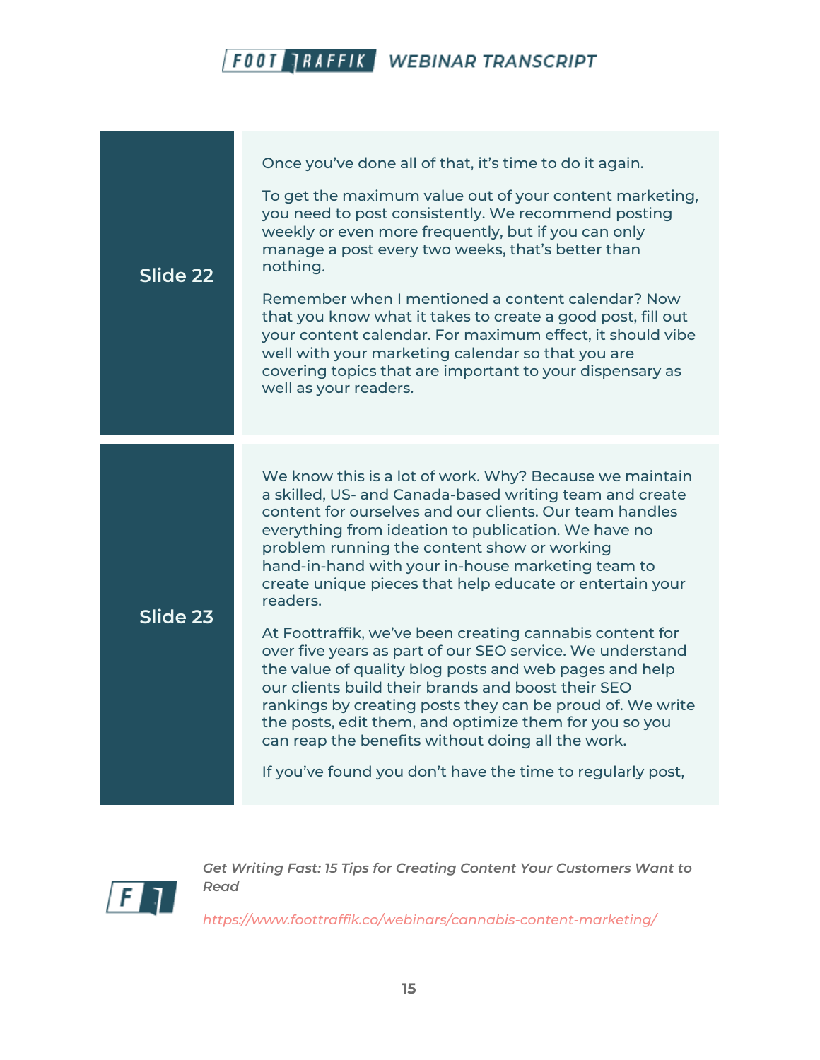| | |
|---|---|
| **Slide 22** | Once you've done all of that, it's time to do it again.<br><br>To get the maximum value out of your content marketing, you need to post consistently. We recommend posting weekly or even more frequently, but if you can only manage a post every two weeks, that's better than nothing.<br><br>Remember when I mentioned a content calendar? Now that you know what it takes to create a good post, fill out your content calendar. For maximum effect, it should vibe well with your marketing calendar so that you are covering topics that are important to your dispensary as well as your readers. |
| **Slide 23** | We know this is a lot of work. Why? Because we maintain a skilled, US- and Canada-based writing team and create content for ourselves and our clients. Our team handles everything from ideation to publication. We have no problem running the content show or working hand-in-hand with your in-house marketing team to create unique pieces that help educate or entertain your readers.<br><br>At Foottraffik, we've been creating cannabis content for over five years as part of our SEO service. We understand the value of quality blog posts and web pages and help our clients build their brands and boost their SEO rankings by creating posts they can be proud of. We write the posts, edit them, and optimize them for you so you can reap the benefits without doing all the work.<br><br>If you've found you don't have the time to regularly post, |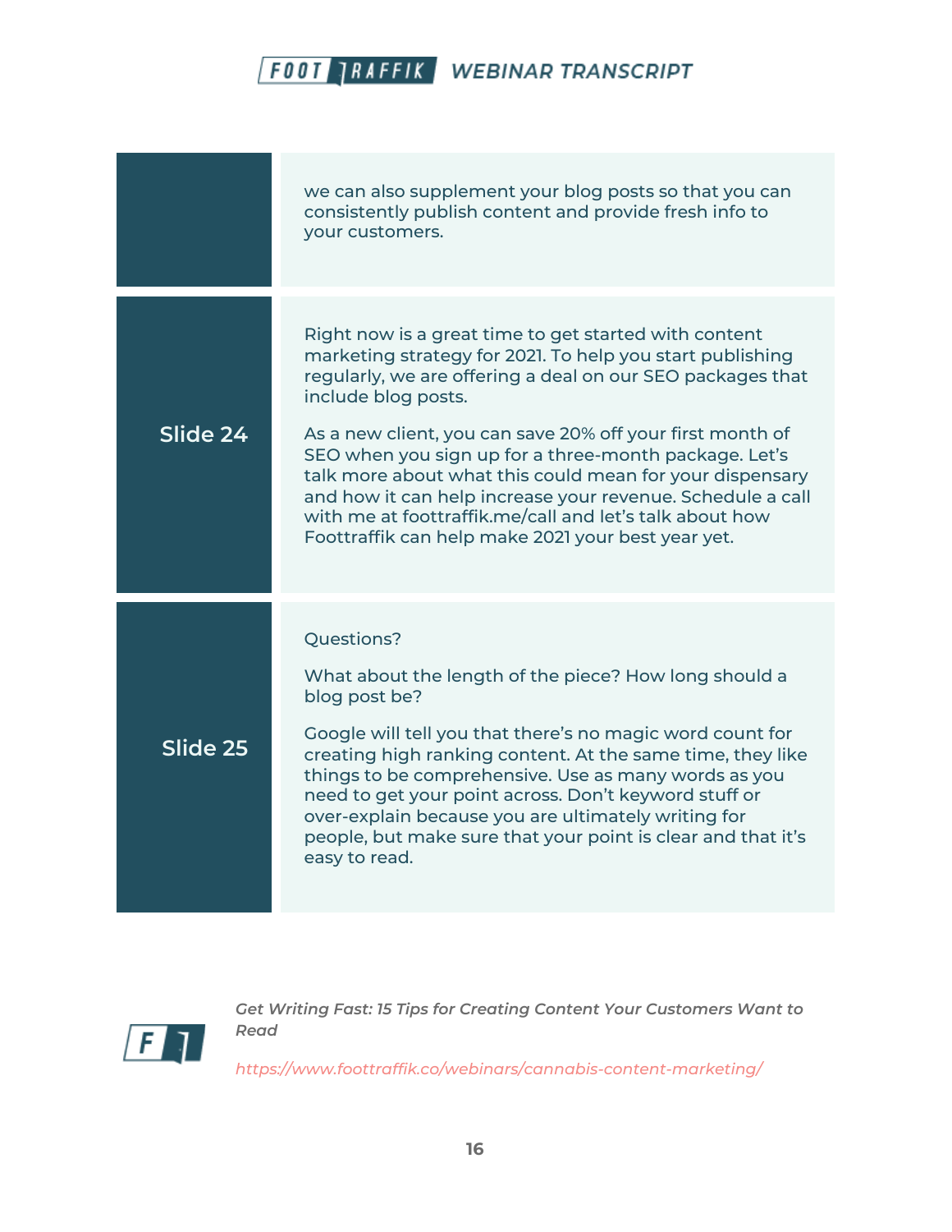| | |
|---|---|
| | we can also supplement your blog posts so that you can consistently publish content and provide fresh info to your customers. |
| Slide 24 | Right now is a great time to get started with content marketing strategy for 2021. To help you start publishing regularly, we are offering a deal on our SEO packages that include blog posts.<br><br>As a new client, you can save 20% off your first month of SEO when you sign up for a three-month package. Let's talk more about what this could mean for your dispensary and how it can help increase your revenue. Schedule a call with me at foottraffik.me/call and let's talk about how Foottraffik can help make 2021 your best year yet. |
| Slide 25 | Questions?<br><br>What about the length of the piece? How long should a blog post be?<br><br>Google will tell you that there's no magic word count for creating high ranking content. At the same time, they like things to be comprehensive. Use as many words as you need to get your point across. Don't keyword stuff or over-explain because you are ultimately writing for people, but make sure that your point is clear and that it's easy to read. |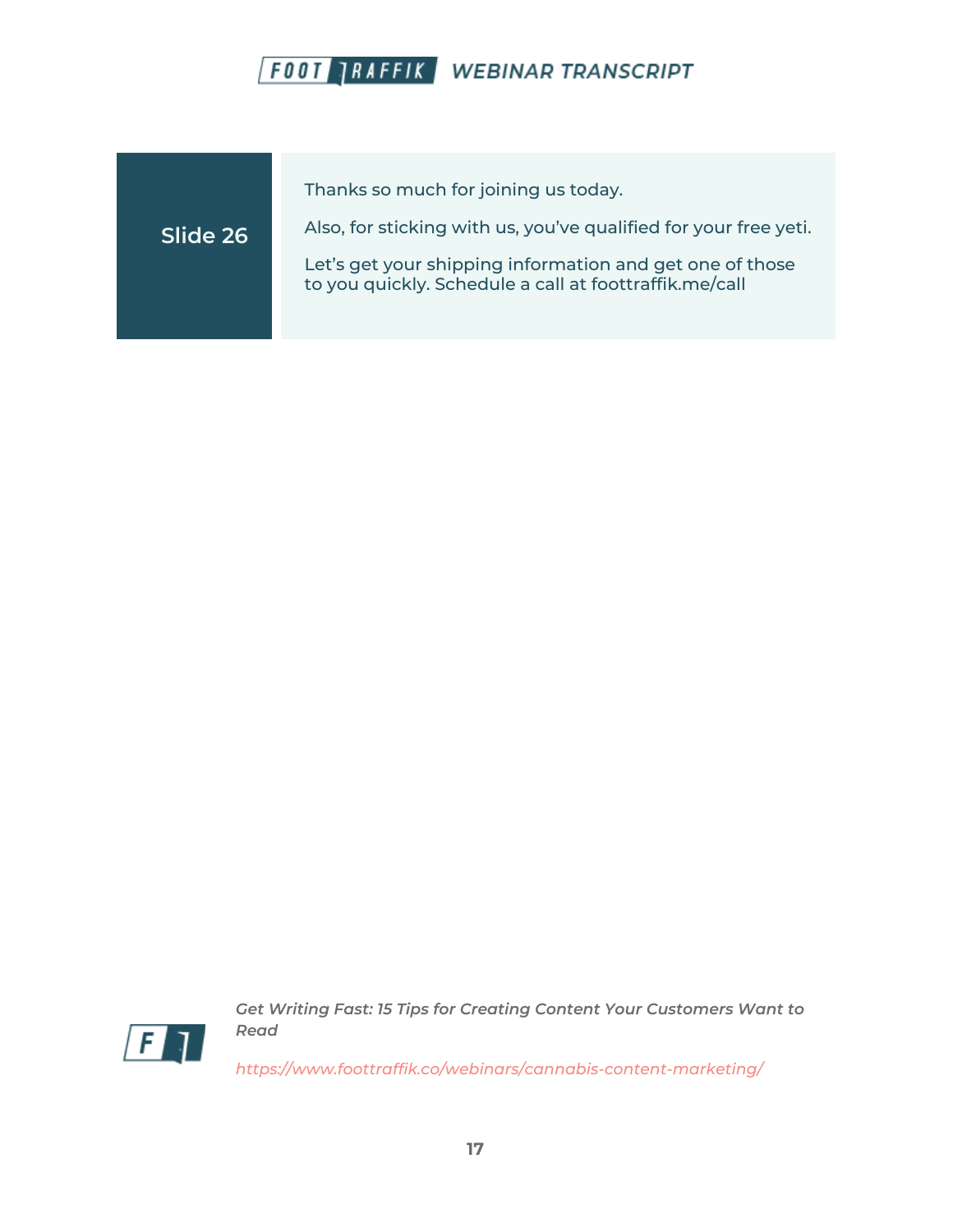| | |
|---|---|
| **Slide 26** | Thanks so much for joining us today.<br><br>Also, for sticking with us, you've qualified for your free yeti.<br><br>Let's get your shipping information and get one of those to you quickly. Schedule a call at foottraffik.me/call |